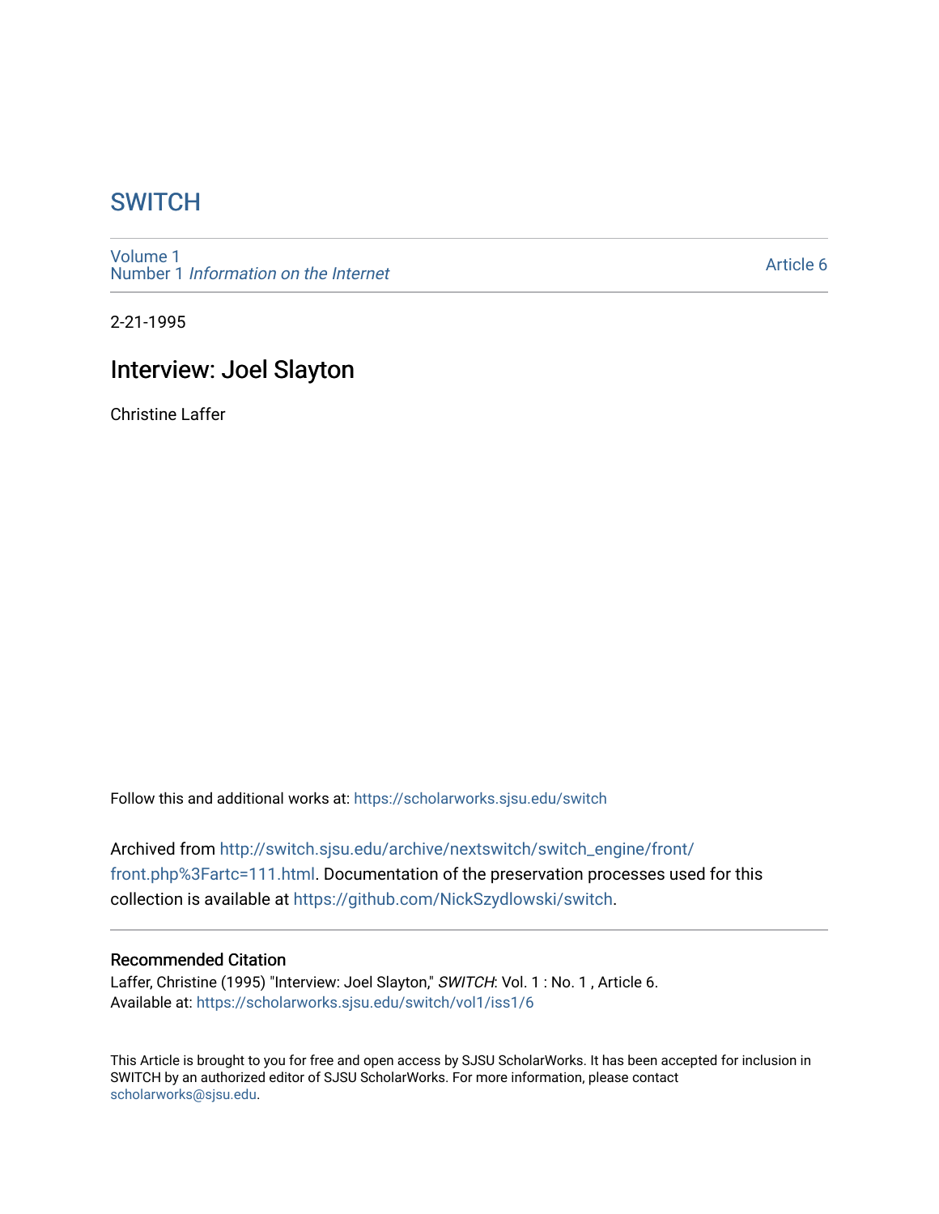# SWITCH

Volume 1
Number 1 *Information on the Internet*

Article 6

2-21-1995

## Interview: Joel Slayton

Christine Laffer

Follow this and additional works at: https://scholarworks.sjsu.edu/switch

Archived from http://switch.sjsu.edu/archive/nextswitch/switch_engine/front/front.php%3Fartc=111.html. Documentation of the preservation processes used for this collection is available at https://github.com/NickSzydlowski/switch.

### Recommended Citation

Laffer, Christine (1995) "Interview: Joel Slayton," *SWITCH*: Vol. 1 : No. 1 , Article 6.
Available at: https://scholarworks.sjsu.edu/switch/vol1/iss1/6

This Article is brought to you for free and open access by SJSU ScholarWorks. It has been accepted for inclusion in SWITCH by an authorized editor of SJSU ScholarWorks. For more information, please contact scholarworks@sjsu.edu.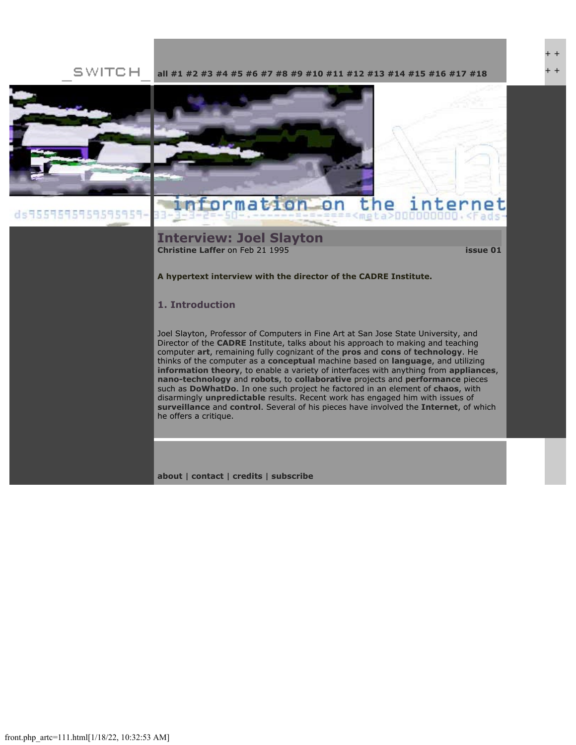_SWITCH_ all #1 #2 #3 #4 #5 #6 #7 #8 #9 #10 #11 #12 #13 #14 #15 #16 #17 #18

information on the internet

# Interview: Joel Slayton

**Christine Laffer** on Feb 21 1995 **issue 01**

**A hypertext interview with the director of the CADRE Institute.**

## 1. Introduction

Joel Slayton, Professor of Computers in Fine Art at San Jose State University, and Director of the **CADRE** Institute, talks about his approach to making and teaching computer **art**, remaining fully cognizant of the **pros** and **cons** of **technology**. He thinks of the computer as a **conceptual** machine based on **language**, and utilizing **information theory**, to enable a variety of interfaces with anything from **appliances**, **nano-technology** and **robots**, to **collaborative** projects and **performance** pieces such as **DoWhatDo**. In one such project he factored in an element of **chaos**, with disarmingly **unpredictable** results. Recent work has engaged him with issues of **surveillance** and **control**. Several of his pieces have involved the **Internet**, of which he offers a critique.

**about** | **contact** | **credits** | **subscribe**